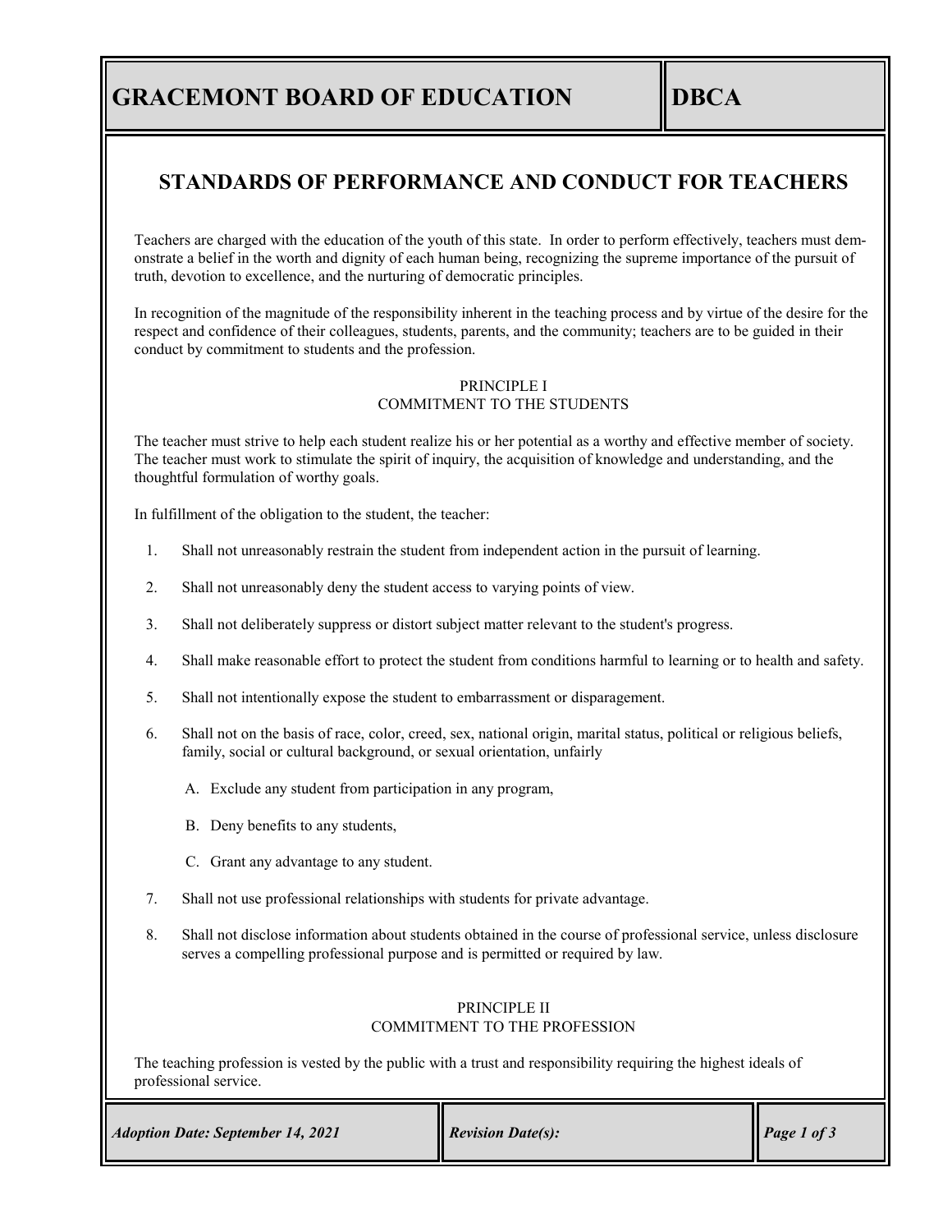# GRACEMONT BOARD OF EDUCATION

# DBCA

## STANDARDS OF PERFORMANCE AND CONDUCT FOR TEACHERS

Teachers are charged with the education of the youth of this state. In order to perform effectively, teachers must demonstrate a belief in the worth and dignity of each human being, recognizing the supreme importance of the pursuit of truth, devotion to excellence, and the nurturing of democratic principles.

In recognition of the magnitude of the responsibility inherent in the teaching process and by virtue of the desire for the respect and confidence of their colleagues, students, parents, and the community; teachers are to be guided in their conduct by commitment to students and the profession.

### PRINCIPLE I
### COMMITMENT TO THE STUDENTS

The teacher must strive to help each student realize his or her potential as a worthy and effective member of society. The teacher must work to stimulate the spirit of inquiry, the acquisition of knowledge and understanding, and the thoughtful formulation of worthy goals.

In fulfillment of the obligation to the student, the teacher:

1. Shall not unreasonably restrain the student from independent action in the pursuit of learning.
2. Shall not unreasonably deny the student access to varying points of view.
3. Shall not deliberately suppress or distort subject matter relevant to the student's progress.
4. Shall make reasonable effort to protect the student from conditions harmful to learning or to health and safety.
5. Shall not intentionally expose the student to embarrassment or disparagement.
6. Shall not on the basis of race, color, creed, sex, national origin, marital status, political or religious beliefs, family, social or cultural background, or sexual orientation, unfairly
   A. Exclude any student from participation in any program,
   B. Deny benefits to any students,
   C. Grant any advantage to any student.
7. Shall not use professional relationships with students for private advantage.
8. Shall not disclose information about students obtained in the course of professional service, unless disclosure serves a compelling professional purpose and is permitted or required by law.

### PRINCIPLE II
### COMMITMENT TO THE PROFESSION

The teaching profession is vested by the public with a trust and responsibility requiring the highest ideals of professional service.

*Adoption Date: September 14, 2021* | *Revision Date(s):*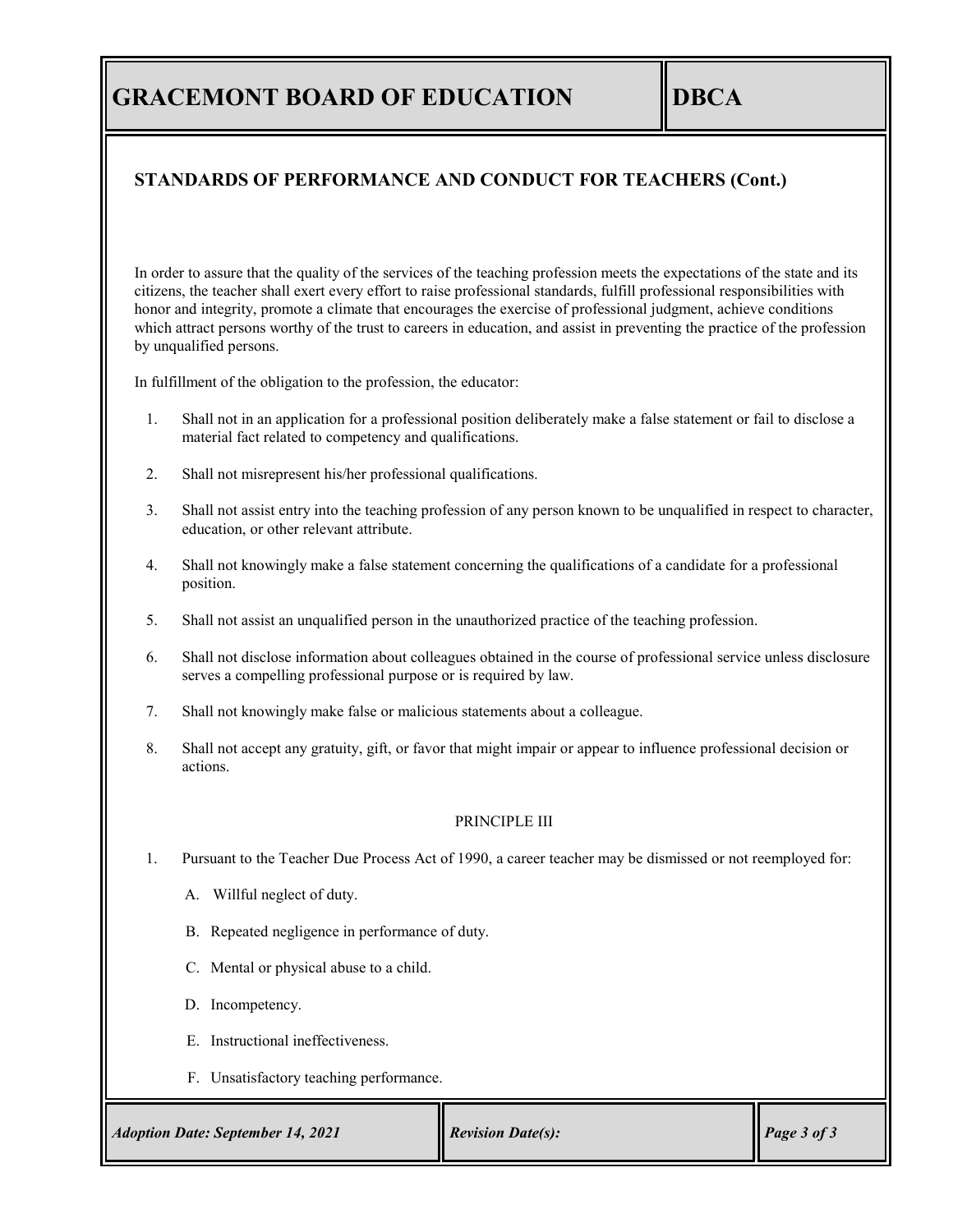## STANDARDS OF PERFORMANCE AND CONDUCT FOR TEACHERS (Cont.)

In order to assure that the quality of the services of the teaching profession meets the expectations of the state and its citizens, the teacher shall exert every effort to raise professional standards, fulfill professional responsibilities with honor and integrity, promote a climate that encourages the exercise of professional judgment, achieve conditions which attract persons worthy of the trust to careers in education, and assist in preventing the practice of the profession by unqualified persons.

In fulfillment of the obligation to the profession, the educator:

1. Shall not in an application for a professional position deliberately make a false statement or fail to disclose a material fact related to competency and qualifications.
2. Shall not misrepresent his/her professional qualifications.
3. Shall not assist entry into the teaching profession of any person known to be unqualified in respect to character, education, or other relevant attribute.
4. Shall not knowingly make a false statement concerning the qualifications of a candidate for a professional position.
5. Shall not assist an unqualified person in the unauthorized practice of the teaching profession.
6. Shall not disclose information about colleagues obtained in the course of professional service unless disclosure serves a compelling professional purpose or is required by law.
7. Shall not knowingly make false or malicious statements about a colleague.
8. Shall not accept any gratuity, gift, or favor that might impair or appear to influence professional decision or actions.

PRINCIPLE III

1. Pursuant to the Teacher Due Process Act of 1990, a career teacher may be dismissed or not reemployed for:

   A. Willful neglect of duty.

   B. Repeated negligence in performance of duty.

   C. Mental or physical abuse to a child.

   D. Incompetency.

   E. Instructional ineffectiveness.

   F. Unsatisfactory teaching performance.

*Adoption Date: September 14, 2021* | *Revision Date(s):*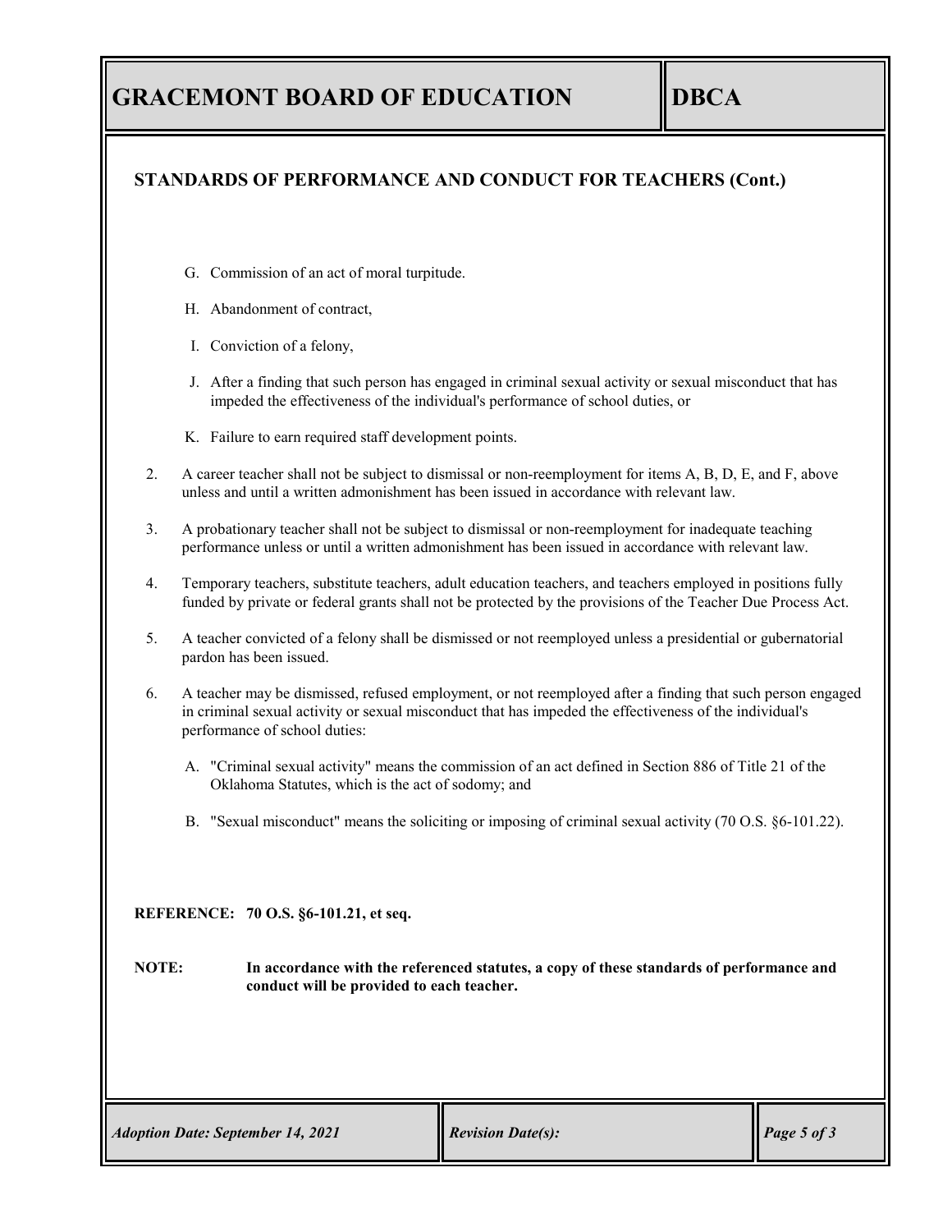## STANDARDS OF PERFORMANCE AND CONDUCT FOR TEACHERS (Cont.)

G. Commission of an act of moral turpitude.

H. Abandonment of contract,

I. Conviction of a felony,

J. After a finding that such person has engaged in criminal sexual activity or sexual misconduct that has impeded the effectiveness of the individual's performance of school duties, or

K. Failure to earn required staff development points.

2. A career teacher shall not be subject to dismissal or non-reemployment for items A, B, D, E, and F, above unless and until a written admonishment has been issued in accordance with relevant law.

3. A probationary teacher shall not be subject to dismissal or non-reemployment for inadequate teaching performance unless or until a written admonishment has been issued in accordance with relevant law.

4. Temporary teachers, substitute teachers, adult education teachers, and teachers employed in positions fully funded by private or federal grants shall not be protected by the provisions of the Teacher Due Process Act.

5. A teacher convicted of a felony shall be dismissed or not reemployed unless a presidential or gubernatorial pardon has been issued.

6. A teacher may be dismissed, refused employment, or not reemployed after a finding that such person engaged in criminal sexual activity or sexual misconduct that has impeded the effectiveness of the individual's performance of school duties:

   A. "Criminal sexual activity" means the commission of an act defined in Section 886 of Title 21 of the Oklahoma Statutes, which is the act of sodomy; and

   B. "Sexual misconduct" means the soliciting or imposing of criminal sexual activity (70 O.S. §6-101.22).

**REFERENCE: 70 O.S. §6-101.21, et seq.**

**NOTE: In accordance with the referenced statutes, a copy of these standards of performance and conduct will be provided to each teacher.**

*Adoption Date: September 14, 2021* | *Revision Date(s):*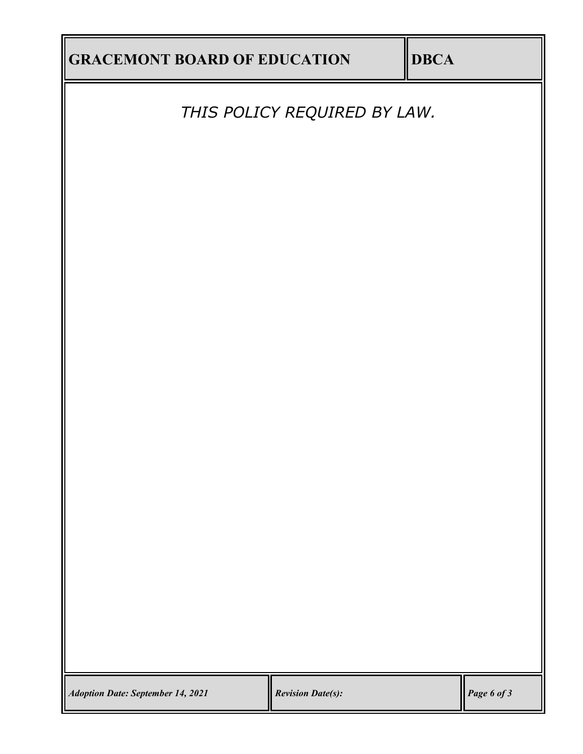*THIS POLICY REQUIRED BY LAW.*

*Adoption Date: September 14, 2021* | *Revision Date(s):*